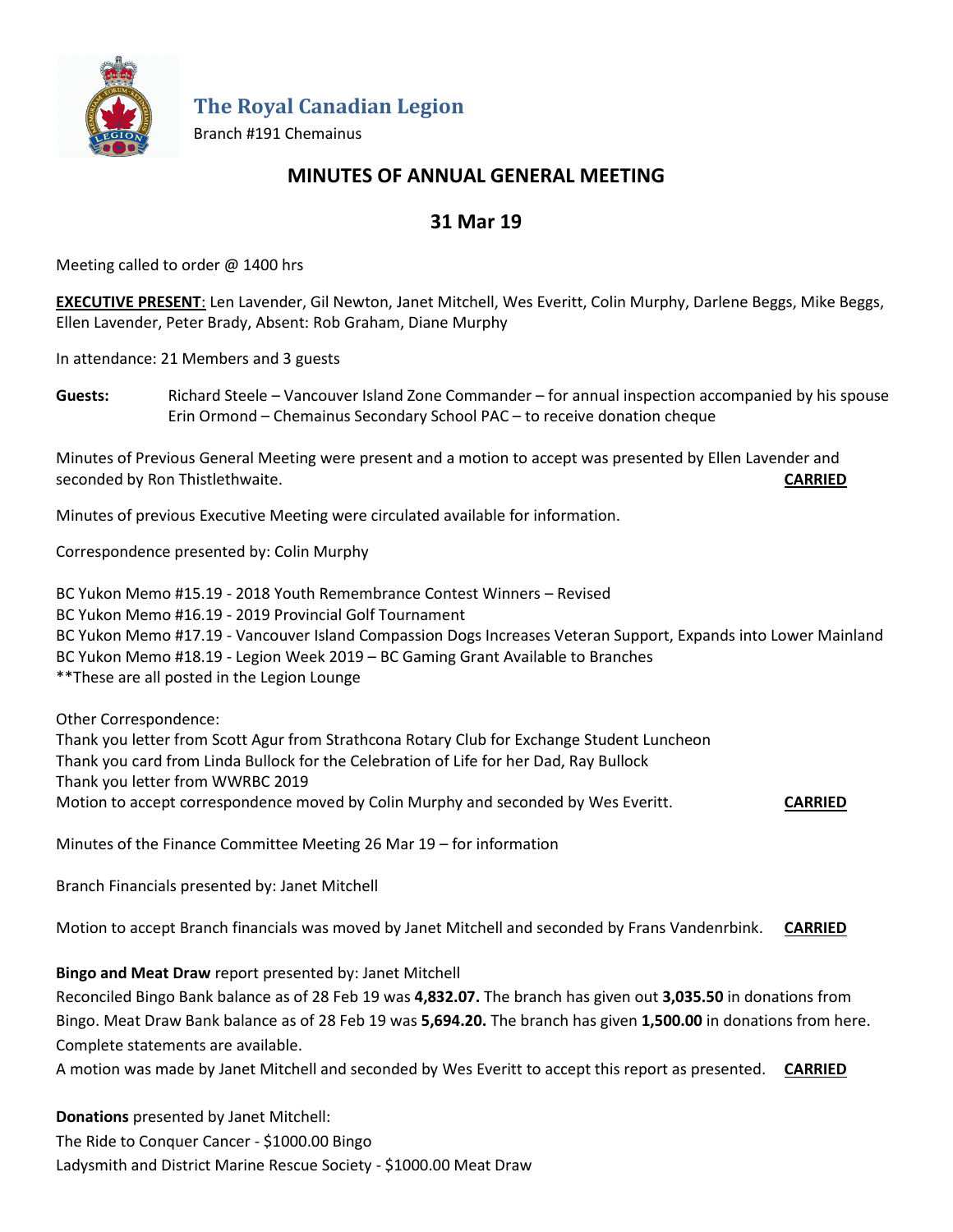# The Royal Canadian Legion

Branch #191 Chemainus

## MINUTES OF ANNUAL GENERAL MEETING

## 31 Mar 19

Meeting called to order @ 1400 hrs

**EXECUTIVE PRESENT**: Len Lavender, Gil Newton, Janet Mitchell, Wes Everitt, Colin Murphy, Darlene Beggs, Mike Beggs, Ellen Lavender, Peter Brady, Absent: Rob Graham, Diane Murphy

In attendance: 21 Members and 3 guests

**Guests:** Richard Steele – Vancouver Island Zone Commander – for annual inspection accompanied by his spouse
Erin Ormond – Chemainus Secondary School PAC – to receive donation cheque

Minutes of Previous General Meeting were present and a motion to accept was presented by Ellen Lavender and seconded by Ron Thistlethwaite. **CARRIED**

Minutes of previous Executive Meeting were circulated available for information.

Correspondence presented by: Colin Murphy

BC Yukon Memo #15.19 - 2018 Youth Remembrance Contest Winners – Revised
BC Yukon Memo #16.19 - 2019 Provincial Golf Tournament
BC Yukon Memo #17.19 - Vancouver Island Compassion Dogs Increases Veteran Support, Expands into Lower Mainland
BC Yukon Memo #18.19 - Legion Week 2019 – BC Gaming Grant Available to Branches
**These are all posted in the Legion Lounge

Other Correspondence:
Thank you letter from Scott Agur from Strathcona Rotary Club for Exchange Student Luncheon
Thank you card from Linda Bullock for the Celebration of Life for her Dad, Ray Bullock
Thank you letter from WWRBC 2019
Motion to accept correspondence moved by Colin Murphy and seconded by Wes Everitt. **CARRIED**

Minutes of the Finance Committee Meeting 26 Mar 19 – for information

Branch Financials presented by: Janet Mitchell

Motion to accept Branch financials was moved by Janet Mitchell and seconded by Frans Vandenrbink. **CARRIED**

**Bingo and Meat Draw** report presented by: Janet Mitchell
Reconciled Bingo Bank balance as of 28 Feb 19 was **4,832.07.** The branch has given out **3,035.50** in donations from Bingo. Meat Draw Bank balance as of 28 Feb 19 was **5,694.20.** The branch has given **1,500.00** in donations from here. Complete statements are available.
A motion was made by Janet Mitchell and seconded by Wes Everitt to accept this report as presented. **CARRIED**

**Donations** presented by Janet Mitchell:
The Ride to Conquer Cancer - $1000.00 Bingo
Ladysmith and District Marine Rescue Society - $1000.00 Meat Draw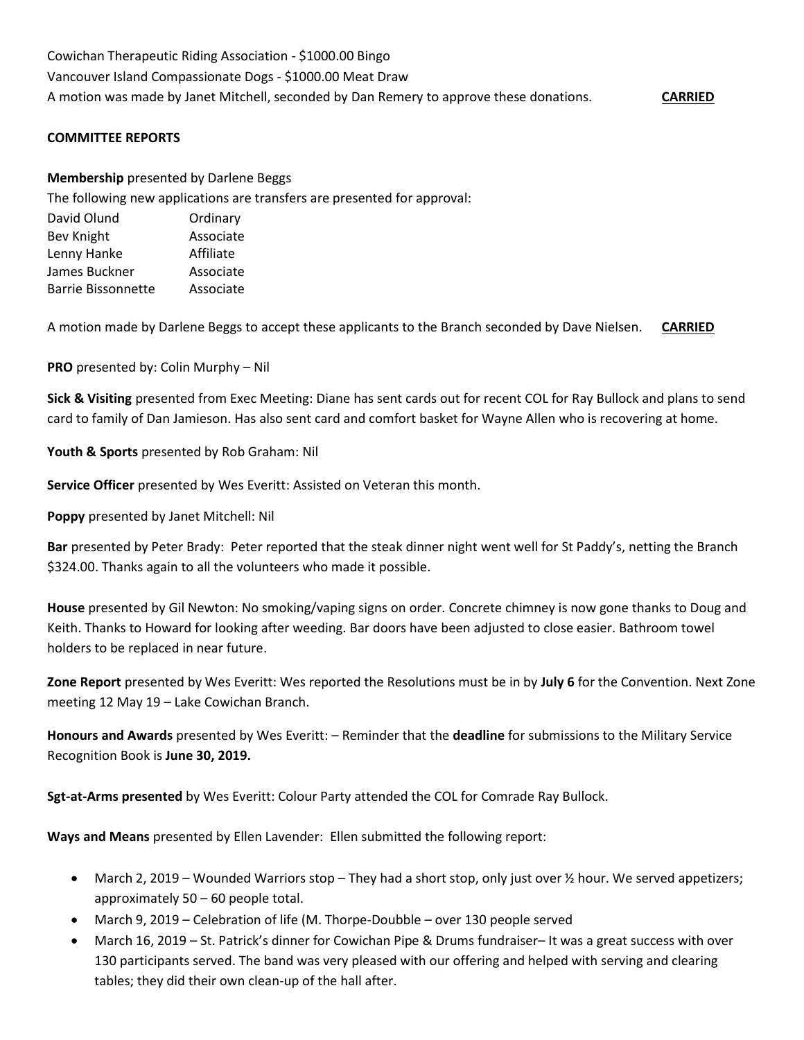Cowichan Therapeutic Riding Association - $1000.00 Bingo
Vancouver Island Compassionate Dogs - $1000.00 Meat Draw
A motion was made by Janet Mitchell, seconded by Dan Remery to approve these donations. **CARRIED**

**COMMITTEE REPORTS**

**Membership** presented by Darlene Beggs
The following new applications are transfers are presented for approval:

| | |
|---|---|
| David Olund | Ordinary |
| Bev Knight | Associate |
| Lenny Hanke | Affiliate |
| James Buckner | Associate |
| Barrie Bissonnette | Associate |

A motion made by Darlene Beggs to accept these applicants to the Branch seconded by Dave Nielsen. **CARRIED**

**PRO** presented by: Colin Murphy – Nil

**Sick & Visiting** presented from Exec Meeting: Diane has sent cards out for recent COL for Ray Bullock and plans to send card to family of Dan Jamieson. Has also sent card and comfort basket for Wayne Allen who is recovering at home.

**Youth & Sports** presented by Rob Graham: Nil

**Service Officer** presented by Wes Everitt: Assisted on Veteran this month.

**Poppy** presented by Janet Mitchell: Nil

**Bar** presented by Peter Brady: Peter reported that the steak dinner night went well for St Paddy's, netting the Branch $324.00. Thanks again to all the volunteers who made it possible.

**House** presented by Gil Newton: No smoking/vaping signs on order. Concrete chimney is now gone thanks to Doug and Keith. Thanks to Howard for looking after weeding. Bar doors have been adjusted to close easier. Bathroom towel holders to be replaced in near future.

**Zone Report** presented by Wes Everitt: Wes reported the Resolutions must be in by **July 6** for the Convention. Next Zone meeting 12 May 19 – Lake Cowichan Branch.

**Honours and Awards** presented by Wes Everitt: – Reminder that the **deadline** for submissions to the Military Service Recognition Book is **June 30, 2019.**

**Sgt-at-Arms presented** by Wes Everitt: Colour Party attended the COL for Comrade Ray Bullock.

**Ways and Means** presented by Ellen Lavender: Ellen submitted the following report:

- March 2, 2019 – Wounded Warriors stop – They had a short stop, only just over ½ hour. We served appetizers; approximately 50 – 60 people total.
- March 9, 2019 – Celebration of life (M. Thorpe-Doubble – over 130 people served
- March 16, 2019 – St. Patrick's dinner for Cowichan Pipe & Drums fundraiser– It was a great success with over 130 participants served. The band was very pleased with our offering and helped with serving and clearing tables; they did their own clean-up of the hall after.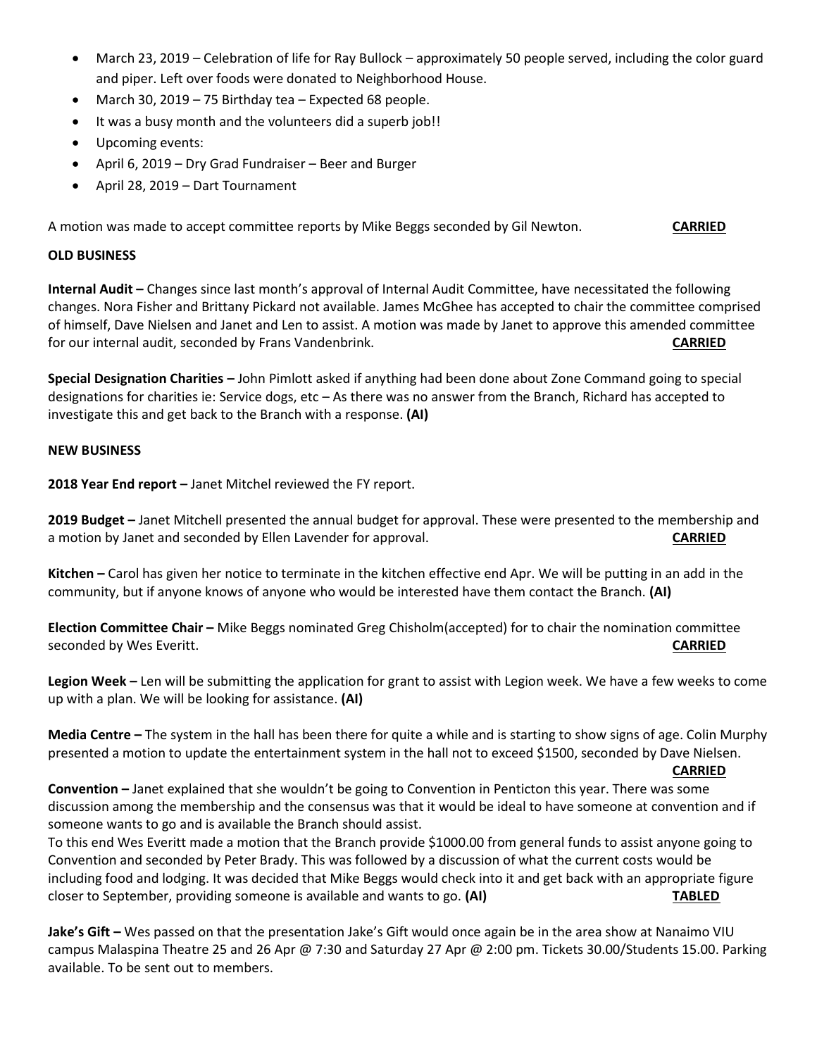- March 23, 2019 – Celebration of life for Ray Bullock – approximately 50 people served, including the color guard and piper. Left over foods were donated to Neighborhood House.
- March 30, 2019 – 75 Birthday tea – Expected 68 people.
- It was a busy month and the volunteers did a superb job!!
- Upcoming events:
- April 6, 2019 – Dry Grad Fundraiser – Beer and Burger
- April 28, 2019 – Dart Tournament

A motion was made to accept committee reports by Mike Beggs seconded by Gil Newton. **CARRIED**

**OLD BUSINESS**

**Internal Audit –** Changes since last month's approval of Internal Audit Committee, have necessitated the following changes. Nora Fisher and Brittany Pickard not available. James McGhee has accepted to chair the committee comprised of himself, Dave Nielsen and Janet and Len to assist. A motion was made by Janet to approve this amended committee for our internal audit, seconded by Frans Vandenbrink. **CARRIED**

**Special Designation Charities –** John Pimlott asked if anything had been done about Zone Command going to special designations for charities ie: Service dogs, etc – As there was no answer from the Branch, Richard has accepted to investigate this and get back to the Branch with a response. **(AI)**

**NEW BUSINESS**

**2018 Year End report –** Janet Mitchel reviewed the FY report.

**2019 Budget –** Janet Mitchell presented the annual budget for approval. These were presented to the membership and a motion by Janet and seconded by Ellen Lavender for approval. **CARRIED**

**Kitchen –** Carol has given her notice to terminate in the kitchen effective end Apr. We will be putting in an add in the community, but if anyone knows of anyone who would be interested have them contact the Branch. **(AI)**

**Election Committee Chair –** Mike Beggs nominated Greg Chisholm(accepted) for to chair the nomination committee seconded by Wes Everitt. **CARRIED**

**Legion Week –** Len will be submitting the application for grant to assist with Legion week. We have a few weeks to come up with a plan. We will be looking for assistance. **(AI)**

**Media Centre –** The system in the hall has been there for quite a while and is starting to show signs of age. Colin Murphy presented a motion to update the entertainment system in the hall not to exceed $1500, seconded by Dave Nielsen. **CARRIED**

**Convention –** Janet explained that she wouldn't be going to Convention in Penticton this year. There was some discussion among the membership and the consensus was that it would be ideal to have someone at convention and if someone wants to go and is available the Branch should assist.
To this end Wes Everitt made a motion that the Branch provide $1000.00 from general funds to assist anyone going to Convention and seconded by Peter Brady. This was followed by a discussion of what the current costs would be including food and lodging. It was decided that Mike Beggs would check into it and get back with an appropriate figure closer to September, providing someone is available and wants to go. **(AI)** **TABLED**

**Jake's Gift –** Wes passed on that the presentation Jake's Gift would once again be in the area show at Nanaimo VIU campus Malaspina Theatre 25 and 26 Apr @ 7:30 and Saturday 27 Apr @ 2:00 pm. Tickets 30.00/Students 15.00. Parking available. To be sent out to members.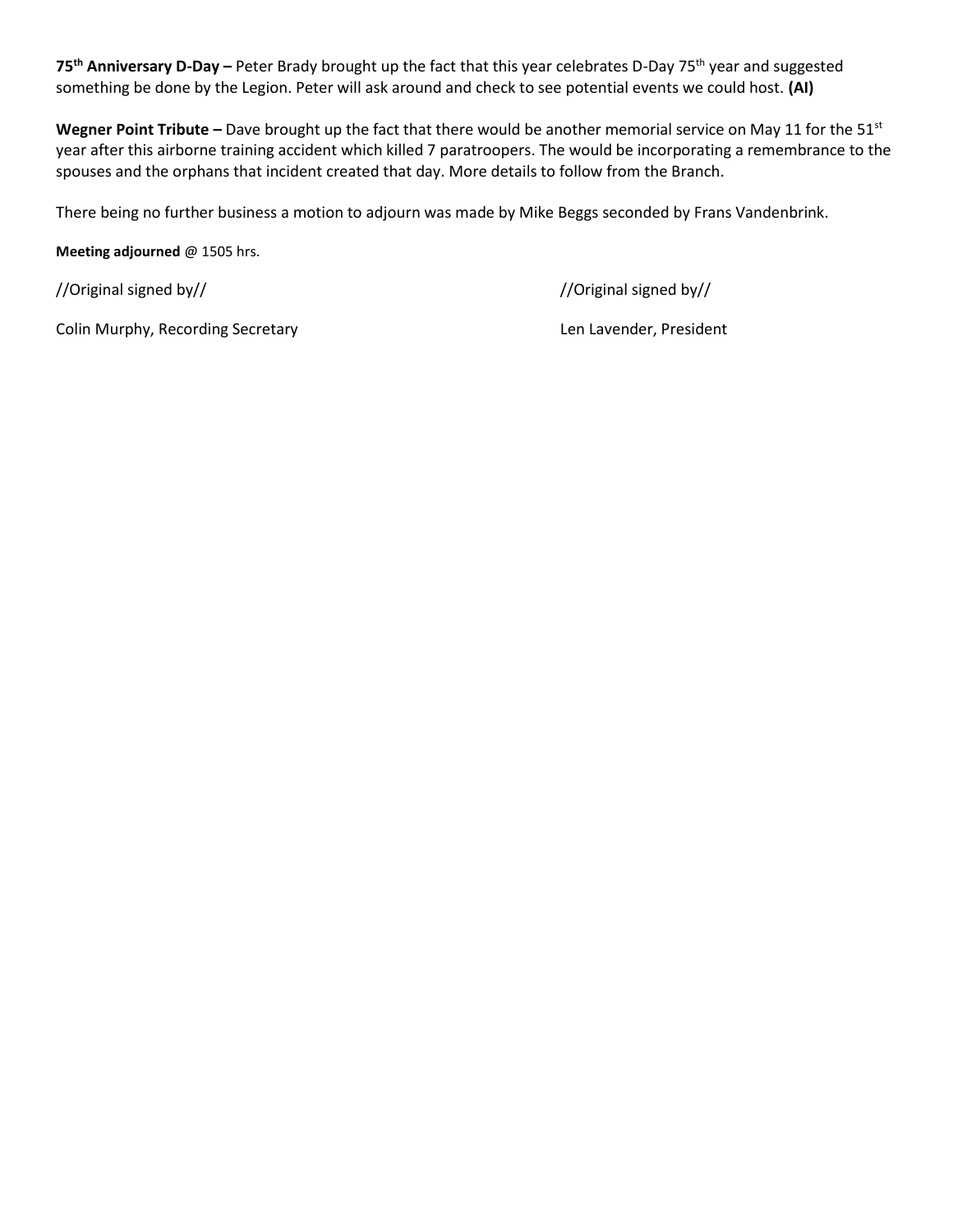**75th Anniversary D-Day –** Peter Brady brought up the fact that this year celebrates D-Day 75th year and suggested something be done by the Legion. Peter will ask around and check to see potential events we could host. **(AI)**

**Wegner Point Tribute –** Dave brought up the fact that there would be another memorial service on May 11 for the 51st year after this airborne training accident which killed 7 paratroopers. The would be incorporating a remembrance to the spouses and the orphans that incident created that day. More details to follow from the Branch.

There being no further business a motion to adjourn was made by Mike Beggs seconded by Frans Vandenbrink.

**Meeting adjourned** @ 1505 hrs.

//Original signed by//

Colin Murphy, Recording Secretary

//Original signed by//

Len Lavender, President